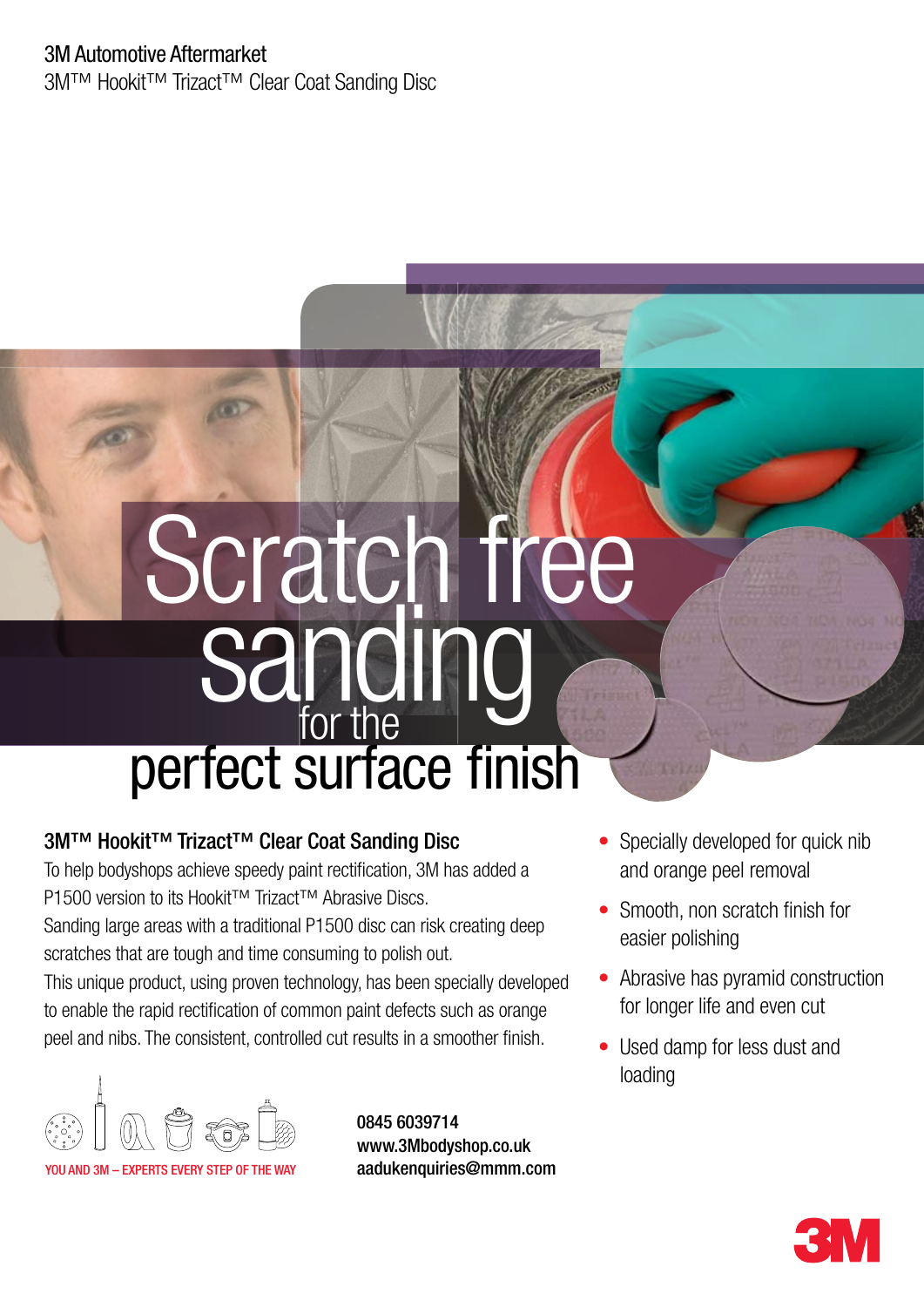3M Automotive Aftermarket

3M™ Hookit™ Trizact™ Clear Coat Sanding Disc

# Scratch free sanding for the perfect surface finish

## 3M™ Hookit™ Trizact™ Clear Coat Sanding Disc

To help bodyshops achieve speedy paint rectification, 3M has added a P1500 version to its Hookit™ Trizact™ Abrasive Discs.

Sanding large areas with a traditional P1500 disc can risk creating deep scratches that are tough and time consuming to polish out.

This unique product, using proven technology, has been specially developed to enable the rapid rectification of common paint defects such as orange peel and nibs. The consistent, controlled cut results in a smoother finish.

- Specially developed for quick nib and orange peel removal
- Smooth, non scratch finish for easier polishing
- Abrasive has pyramid construction for longer life and even cut
- Used damp for less dust and loading

YOU AND 3M – EXPERTS EVERY STEP OF THE WAY

0845 6039714
www.3Mbodyshop.co.uk
aadukenquiries@mmm.com

3M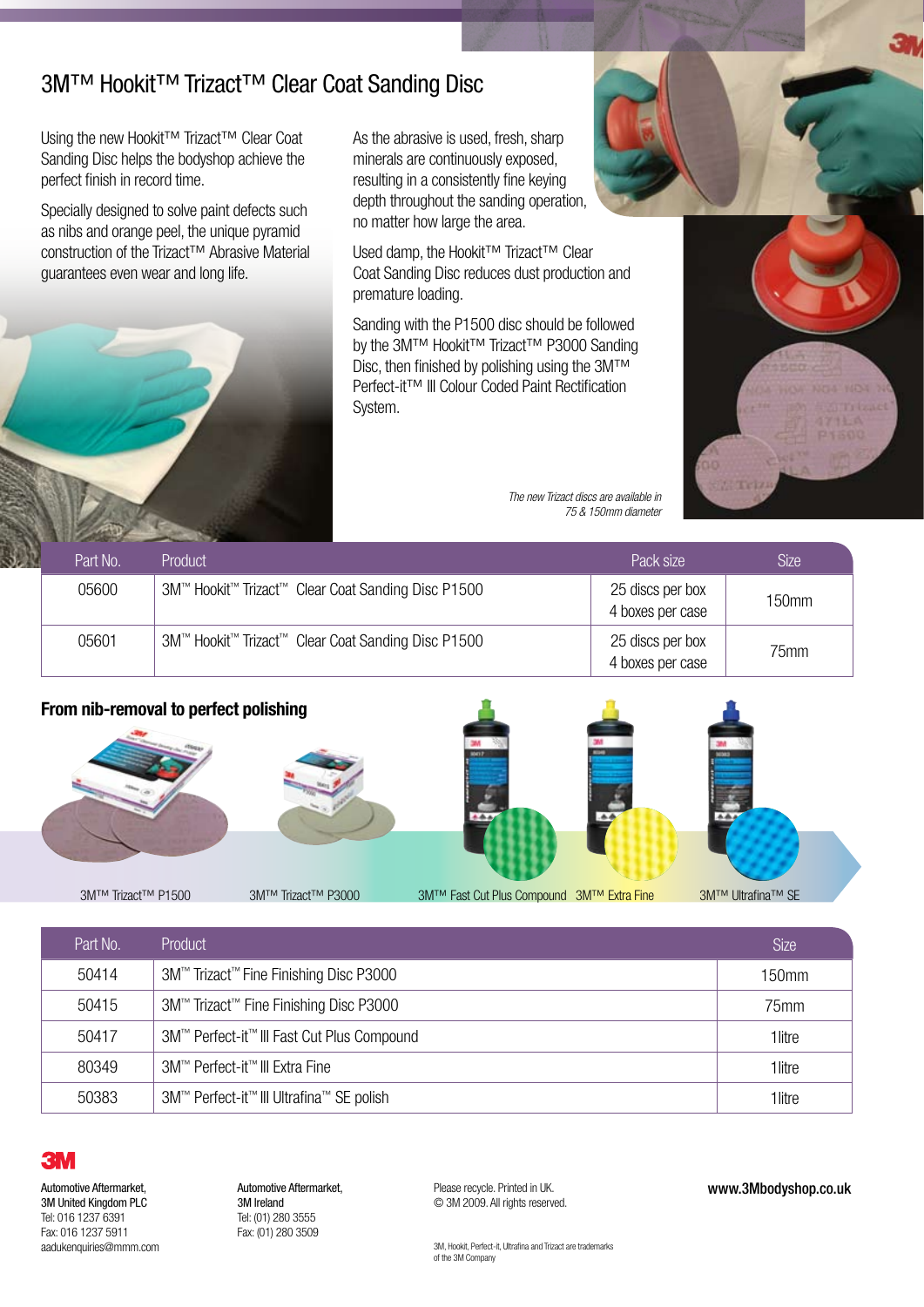# 3M™ Hookit™ Trizact™ Clear Coat Sanding Disc

Using the new Hookit™ Trizact™ Clear Coat Sanding Disc helps the bodyshop achieve the perfect finish in record time.

Specially designed to solve paint defects such as nibs and orange peel, the unique pyramid construction of the Trizact™ Abrasive Material guarantees even wear and long life.

As the abrasive is used, fresh, sharp minerals are continuously exposed, resulting in a consistently fine keying depth throughout the sanding operation, no matter how large the area.

Used damp, the Hookit™ Trizact™ Clear Coat Sanding Disc reduces dust production and premature loading.

Sanding with the P1500 disc should be followed by the 3M™ Hookit™ Trizact™ P3000 Sanding Disc, then finished by polishing using the 3M™ Perfect-it™ III Colour Coded Paint Rectification System.

*The new Trizact discs are available in 75 & 150mm diameter*

| Part No. | Product | Pack size | Size |
|---|---|---|---|
| 05600 | 3M™ Hookit™ Trizact™ Clear Coat Sanding Disc P1500 | 25 discs per box<br>4 boxes per case | 150mm |
| 05601 | 3M™ Hookit™ Trizact™ Clear Coat Sanding Disc P1500 | 25 discs per box<br>4 boxes per case | 75mm |

## From nib-removal to perfect polishing

3M™ Trizact™ P1500

3M™ Trizact™ P3000

3M™ Fast Cut Plus Compound

3M™ Extra Fine

3M™ Ultrafina™ SE

| Part No. | Product | Size |
|---|---|---|
| 50414 | 3M™ Trizact™ Fine Finishing Disc P3000 | 150mm |
| 50415 | 3M™ Trizact™ Fine Finishing Disc P3000 | 75mm |
| 50417 | 3M™ Perfect-it™ III Fast Cut Plus Compound | 1litre |
| 80349 | 3M™ Perfect-it™ III Extra Fine | 1litre |
| 50383 | 3M™ Perfect-it™ III Ultrafina™ SE polish | 1litre |

3M

Automotive Aftermarket,
3M United Kingdom PLC
Tel: 016 1237 6391
Fax: 016 1237 5911
aadukenquiries@mmm.com

Automotive Aftermarket,
3M Ireland
Tel: (01) 280 3555
Fax: (01) 280 3509

Please recycle. Printed in UK.
© 3M 2009. All rights reserved.

3M, Hookit, Perfect-it, Ultrafina and Trizact are trademarks of the 3M Company

**www.3Mbodyshop.co.uk**